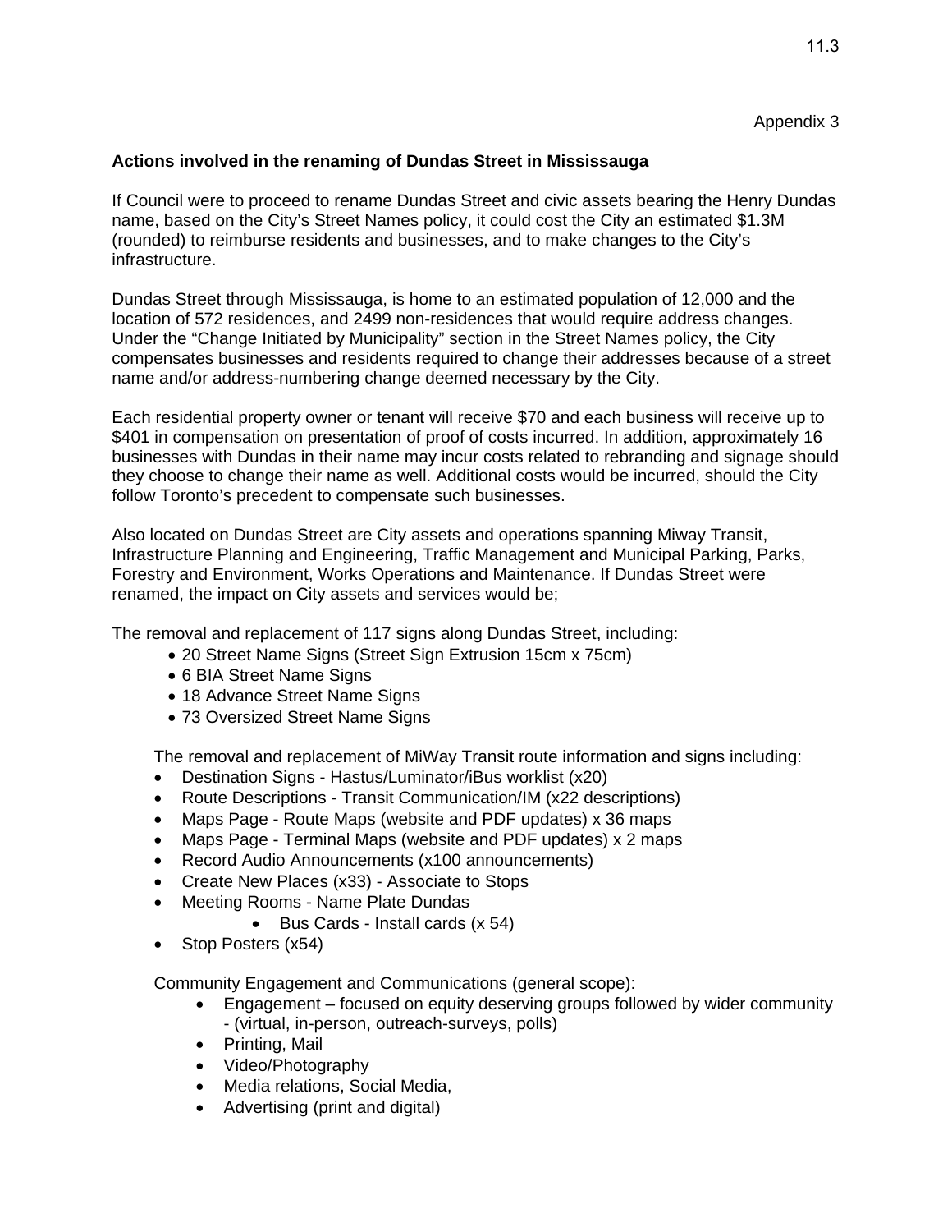Appendix 3

**Actions involved in the renaming of Dundas Street in Mississauga**

If Council were to proceed to rename Dundas Street and civic assets bearing the Henry Dundas name, based on the City's Street Names policy, it could cost the City an estimated $1.3M (rounded) to reimburse residents and businesses, and to make changes to the City's infrastructure.

Dundas Street through Mississauga, is home to an estimated population of 12,000 and the location of 572 residences, and 2499 non-residences that would require address changes. Under the "Change Initiated by Municipality" section in the Street Names policy, the City compensates businesses and residents required to change their addresses because of a street name and/or address-numbering change deemed necessary by the City.

Each residential property owner or tenant will receive $70 and each business will receive up to $401 in compensation on presentation of proof of costs incurred. In addition, approximately 16 businesses with Dundas in their name may incur costs related to rebranding and signage should they choose to change their name as well. Additional costs would be incurred, should the City follow Toronto's precedent to compensate such businesses.

Also located on Dundas Street are City assets and operations spanning Miway Transit, Infrastructure Planning and Engineering, Traffic Management and Municipal Parking, Parks, Forestry and Environment, Works Operations and Maintenance. If Dundas Street were renamed, the impact on City assets and services would be;

The removal and replacement of 117 signs along Dundas Street, including:

- 20 Street Name Signs (Street Sign Extrusion 15cm x 75cm)
- 6 BIA Street Name Signs
- 18 Advance Street Name Signs
- 73 Oversized Street Name Signs

The removal and replacement of MiWay Transit route information and signs including:

- Destination Signs - Hastus/Luminator/iBus worklist (x20)
- Route Descriptions - Transit Communication/IM (x22 descriptions)
- Maps Page - Route Maps (website and PDF updates) x 36 maps
- Maps Page - Terminal Maps (website and PDF updates) x 2 maps
- Record Audio Announcements (x100 announcements)
- Create New Places (x33) - Associate to Stops
- Meeting Rooms - Name Plate Dundas
    - Bus Cards - Install cards (x 54)
- Stop Posters (x54)

Community Engagement and Communications (general scope):

- Engagement – focused on equity deserving groups followed by wider community - (virtual, in-person, outreach-surveys, polls)
- Printing, Mail
- Video/Photography
- Media relations, Social Media,
- Advertising (print and digital)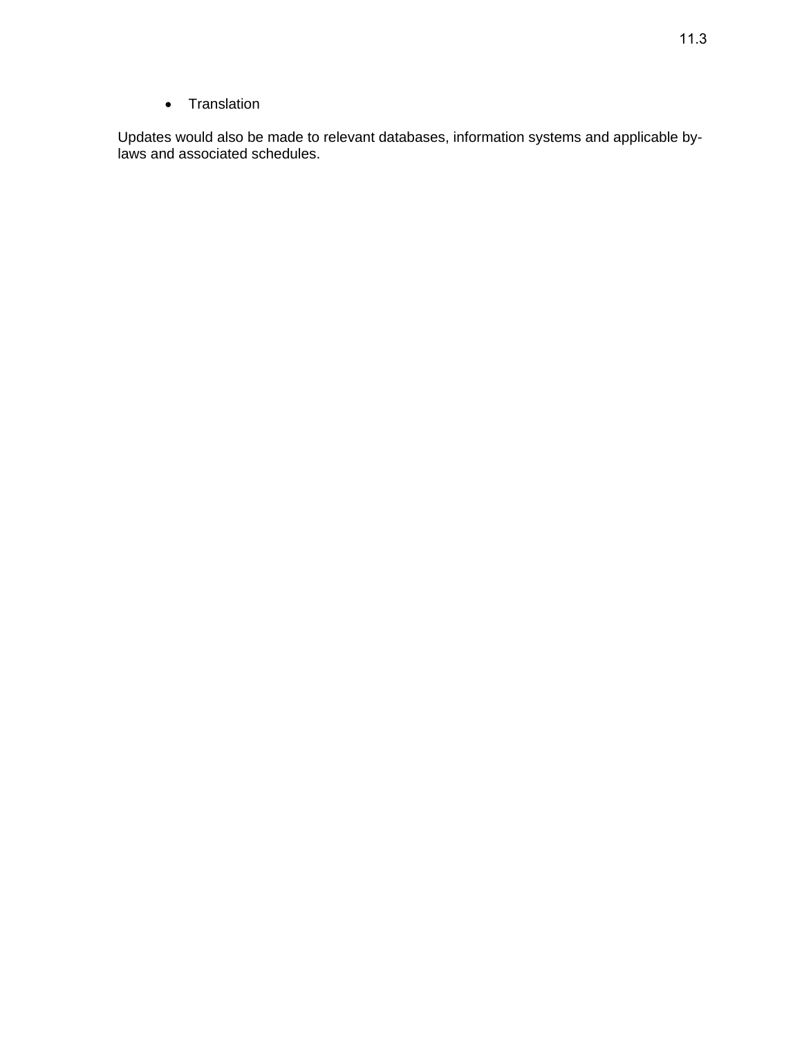- Translation

Updates would also be made to relevant databases, information systems and applicable by-laws and associated schedules.